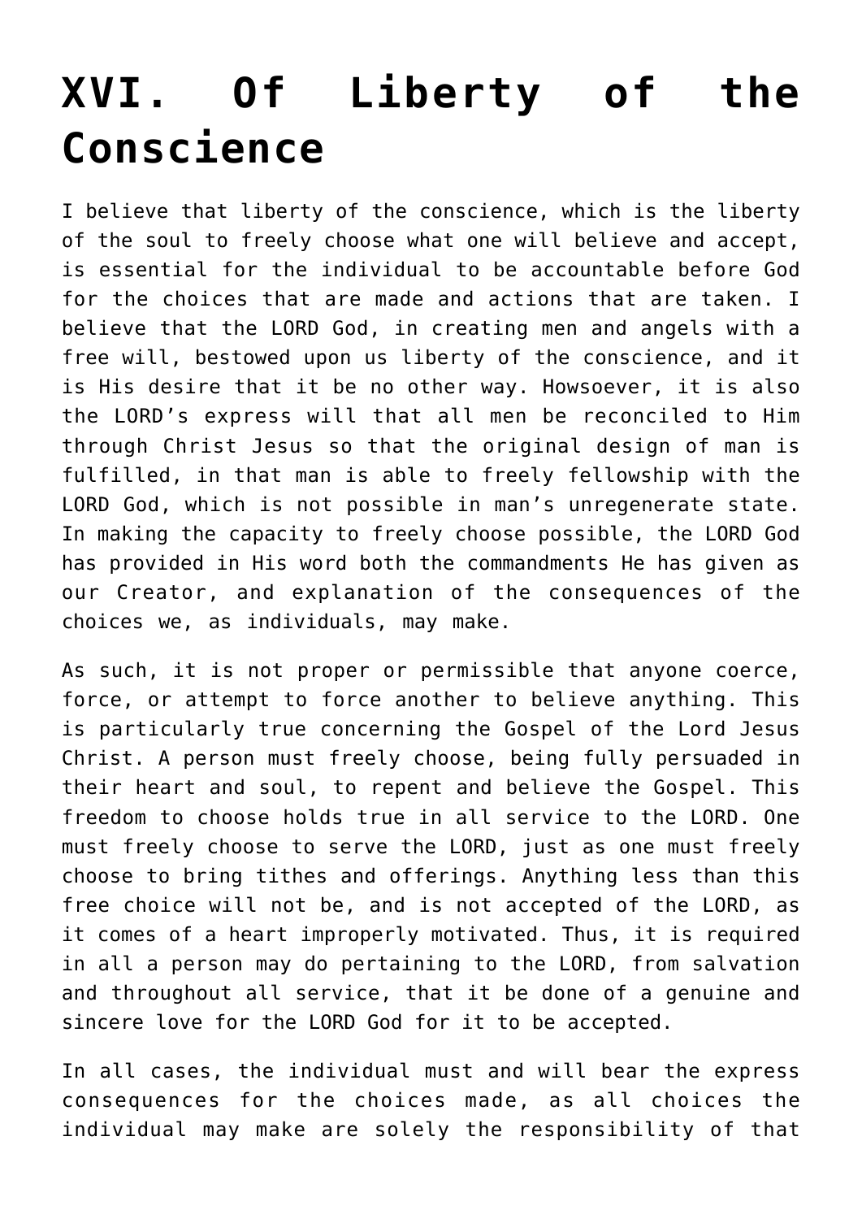# XVI. Of Liberty of the Conscience

I believe that liberty of the conscience, which is the liberty of the soul to freely choose what one will believe and accept, is essential for the individual to be accountable before God for the choices that are made and actions that are taken. I believe that the LORD God, in creating men and angels with a free will, bestowed upon us liberty of the conscience, and it is His desire that it be no other way. Howsoever, it is also the LORD's express will that all men be reconciled to Him through Christ Jesus so that the original design of man is fulfilled, in that man is able to freely fellowship with the LORD God, which is not possible in man's unregenerate state. In making the capacity to freely choose possible, the LORD God has provided in His word both the commandments He has given as our Creator, and explanation of the consequences of the choices we, as individuals, may make.

As such, it is not proper or permissible that anyone coerce, force, or attempt to force another to believe anything. This is particularly true concerning the Gospel of the Lord Jesus Christ. A person must freely choose, being fully persuaded in their heart and soul, to repent and believe the Gospel. This freedom to choose holds true in all service to the LORD. One must freely choose to serve the LORD, just as one must freely choose to bring tithes and offerings. Anything less than this free choice will not be, and is not accepted of the LORD, as it comes of a heart improperly motivated. Thus, it is required in all a person may do pertaining to the LORD, from salvation and throughout all service, that it be done of a genuine and sincere love for the LORD God for it to be accepted.

In all cases, the individual must and will bear the express consequences for the choices made, as all choices the individual may make are solely the responsibility of that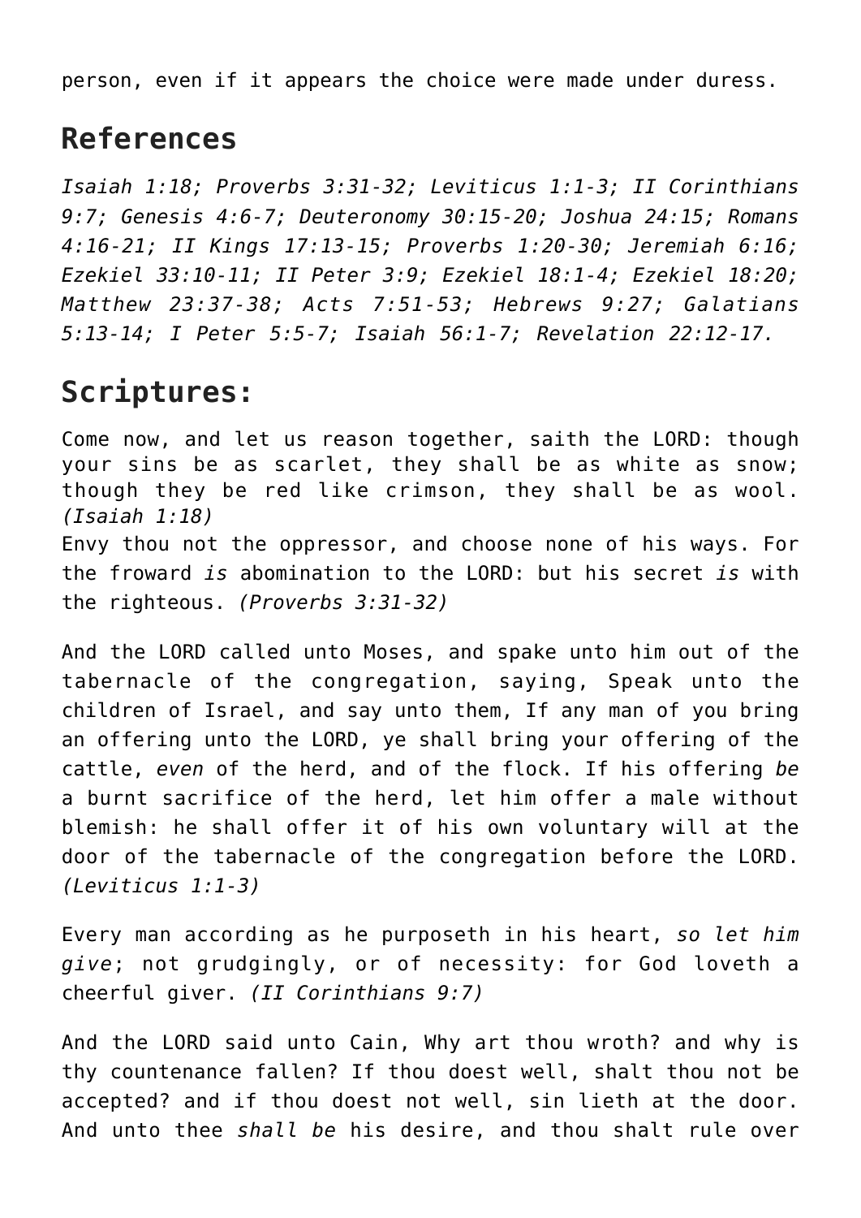person, even if it appears the choice were made under duress.

## References

*Isaiah 1:18; Proverbs 3:31-32; Leviticus 1:1-3; II Corinthians 9:7; Genesis 4:6-7; Deuteronomy 30:15-20; Joshua 24:15; Romans 4:16-21; II Kings 17:13-15; Proverbs 1:20-30; Jeremiah 6:16; Ezekiel 33:10-11; II Peter 3:9; Ezekiel 18:1-4; Ezekiel 18:20; Matthew 23:37-38; Acts 7:51-53; Hebrews 9:27; Galatians 5:13-14; I Peter 5:5-7; Isaiah 56:1-7; Revelation 22:12-17.*

## Scriptures:

Come now, and let us reason together, saith the LORD: though your sins be as scarlet, they shall be as white as snow; though they be red like crimson, they shall be as wool. *(Isaiah 1:18)*
Envy thou not the oppressor, and choose none of his ways. For the froward *is* abomination to the LORD: but his secret *is* with the righteous. *(Proverbs 3:31-32)*

And the LORD called unto Moses, and spake unto him out of the tabernacle of the congregation, saying, Speak unto the children of Israel, and say unto them, If any man of you bring an offering unto the LORD, ye shall bring your offering of the cattle, *even* of the herd, and of the flock. If his offering *be* a burnt sacrifice of the herd, let him offer a male without blemish: he shall offer it of his own voluntary will at the door of the tabernacle of the congregation before the LORD. *(Leviticus 1:1-3)*

Every man according as he purposeth in his heart, *so let him give*; not grudgingly, or of necessity: for God loveth a cheerful giver. *(II Corinthians 9:7)*

And the LORD said unto Cain, Why art thou wroth? and why is thy countenance fallen? If thou doest well, shalt thou not be accepted? and if thou doest not well, sin lieth at the door. And unto thee *shall be* his desire, and thou shalt rule over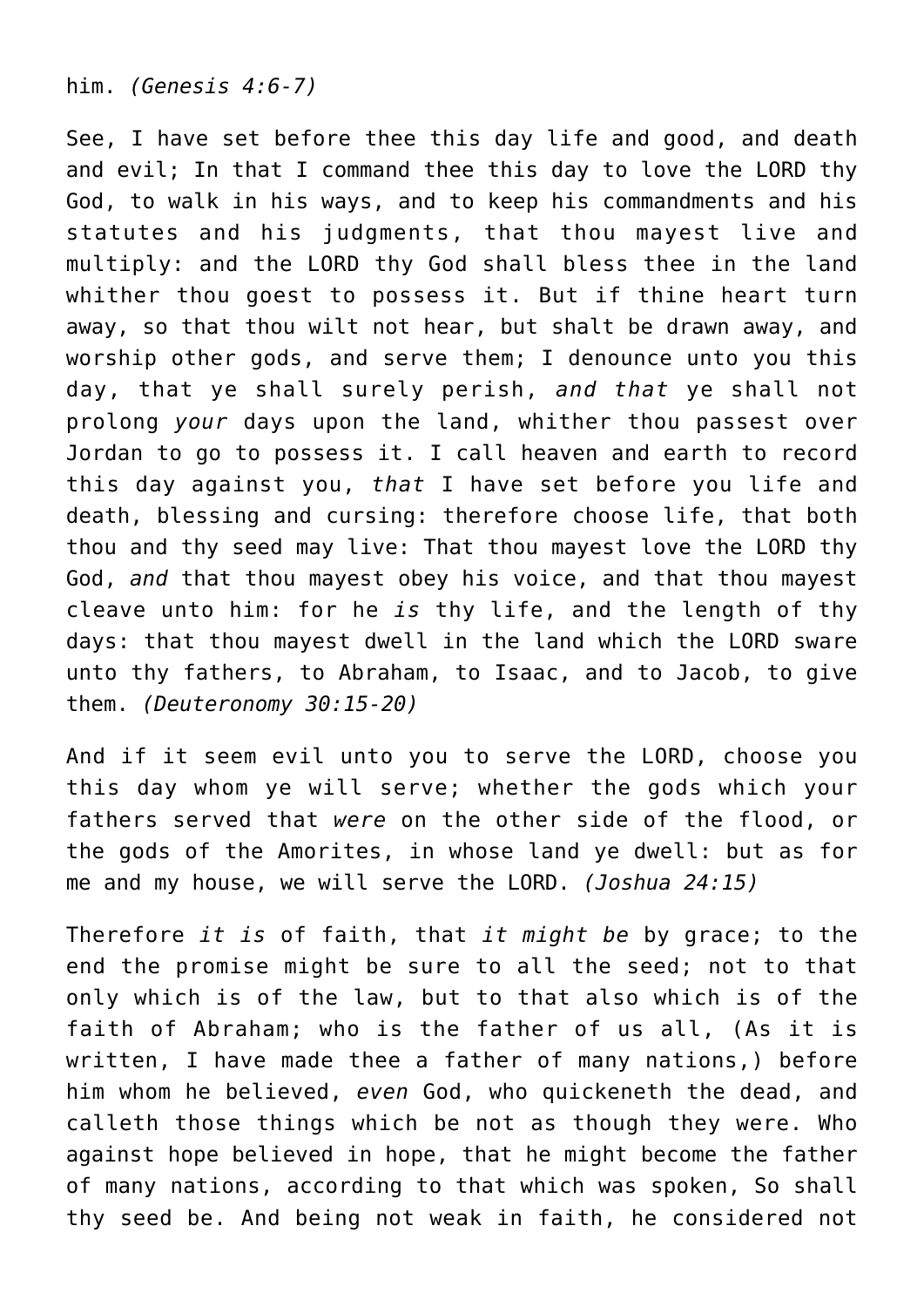him. *(Genesis 4:6-7)*

See, I have set before thee this day life and good, and death and evil; In that I command thee this day to love the LORD thy God, to walk in his ways, and to keep his commandments and his statutes and his judgments, that thou mayest live and multiply: and the LORD thy God shall bless thee in the land whither thou goest to possess it. But if thine heart turn away, so that thou wilt not hear, but shalt be drawn away, and worship other gods, and serve them; I denounce unto you this day, that ye shall surely perish, *and that* ye shall not prolong *your* days upon the land, whither thou passest over Jordan to go to possess it. I call heaven and earth to record this day against you, *that* I have set before you life and death, blessing and cursing: therefore choose life, that both thou and thy seed may live: That thou mayest love the LORD thy God, *and* that thou mayest obey his voice, and that thou mayest cleave unto him: for he *is* thy life, and the length of thy days: that thou mayest dwell in the land which the LORD sware unto thy fathers, to Abraham, to Isaac, and to Jacob, to give them. *(Deuteronomy 30:15-20)*

And if it seem evil unto you to serve the LORD, choose you this day whom ye will serve; whether the gods which your fathers served that *were* on the other side of the flood, or the gods of the Amorites, in whose land ye dwell: but as for me and my house, we will serve the LORD. *(Joshua 24:15)*

Therefore *it is* of faith, that *it might be* by grace; to the end the promise might be sure to all the seed; not to that only which is of the law, but to that also which is of the faith of Abraham; who is the father of us all, (As it is written, I have made thee a father of many nations,) before him whom he believed, *even* God, who quickeneth the dead, and calleth those things which be not as though they were. Who against hope believed in hope, that he might become the father of many nations, according to that which was spoken, So shall thy seed be. And being not weak in faith, he considered not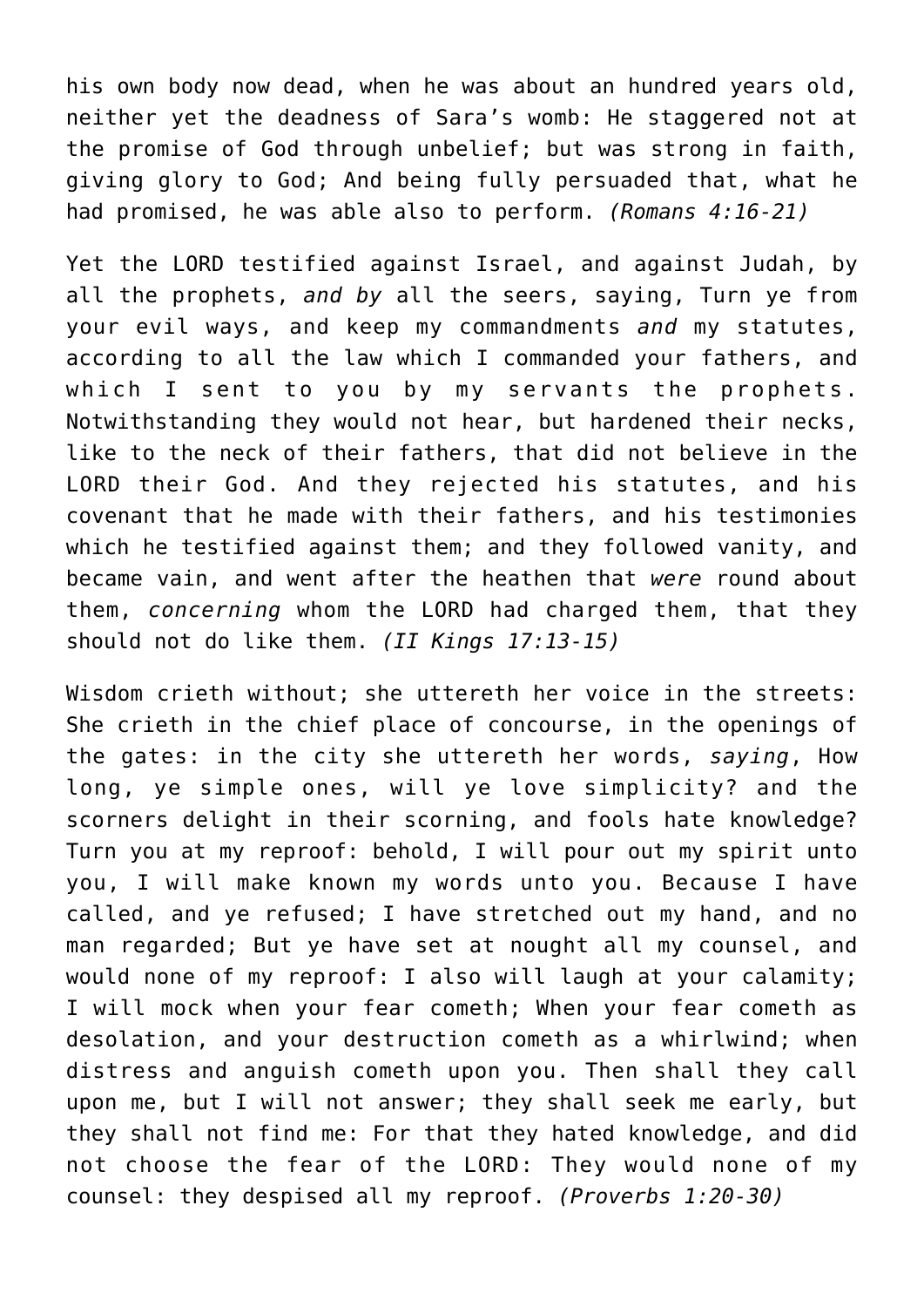his own body now dead, when he was about an hundred years old, neither yet the deadness of Sara's womb: He staggered not at the promise of God through unbelief; but was strong in faith, giving glory to God; And being fully persuaded that, what he had promised, he was able also to perform. *(Romans 4:16-21)*

Yet the LORD testified against Israel, and against Judah, by all the prophets, *and by* all the seers, saying, Turn ye from your evil ways, and keep my commandments *and* my statutes, according to all the law which I commanded your fathers, and which I sent to you by my servants the prophets. Notwithstanding they would not hear, but hardened their necks, like to the neck of their fathers, that did not believe in the LORD their God. And they rejected his statutes, and his covenant that he made with their fathers, and his testimonies which he testified against them; and they followed vanity, and became vain, and went after the heathen that *were* round about them, *concerning* whom the LORD had charged them, that they should not do like them. *(II Kings 17:13-15)*

Wisdom crieth without; she uttereth her voice in the streets: She crieth in the chief place of concourse, in the openings of the gates: in the city she uttereth her words, *saying*, How long, ye simple ones, will ye love simplicity? and the scorners delight in their scorning, and fools hate knowledge? Turn you at my reproof: behold, I will pour out my spirit unto you, I will make known my words unto you. Because I have called, and ye refused; I have stretched out my hand, and no man regarded; But ye have set at nought all my counsel, and would none of my reproof: I also will laugh at your calamity; I will mock when your fear cometh; When your fear cometh as desolation, and your destruction cometh as a whirlwind; when distress and anguish cometh upon you. Then shall they call upon me, but I will not answer; they shall seek me early, but they shall not find me: For that they hated knowledge, and did not choose the fear of the LORD: They would none of my counsel: they despised all my reproof. *(Proverbs 1:20-30)*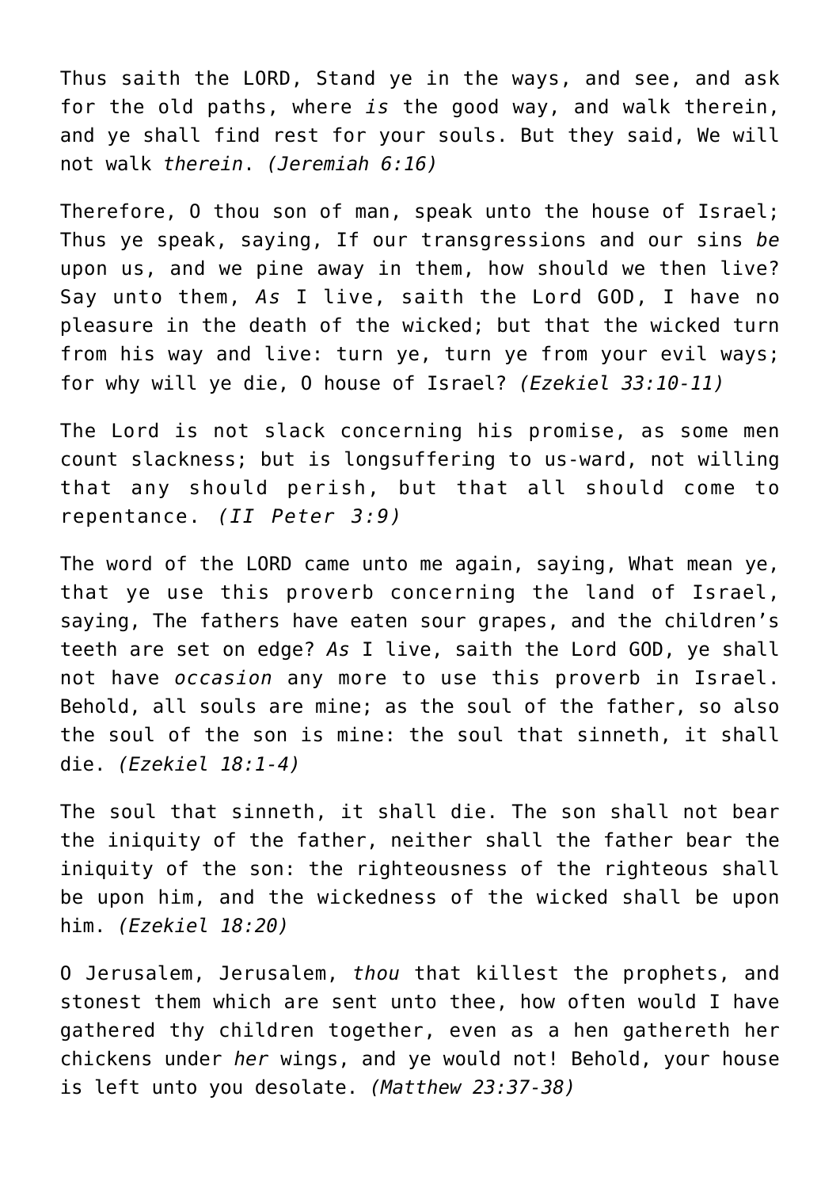Thus saith the LORD, Stand ye in the ways, and see, and ask for the old paths, where *is* the good way, and walk therein, and ye shall find rest for your souls. But they said, We will not walk *therein*. *(Jeremiah 6:16)*

Therefore, O thou son of man, speak unto the house of Israel; Thus ye speak, saying, If our transgressions and our sins *be* upon us, and we pine away in them, how should we then live? Say unto them, *As* I live, saith the Lord GOD, I have no pleasure in the death of the wicked; but that the wicked turn from his way and live: turn ye, turn ye from your evil ways; for why will ye die, O house of Israel? *(Ezekiel 33:10-11)*

The Lord is not slack concerning his promise, as some men count slackness; but is longsuffering to us-ward, not willing that any should perish, but that all should come to repentance. *(II Peter 3:9)*

The word of the LORD came unto me again, saying, What mean ye, that ye use this proverb concerning the land of Israel, saying, The fathers have eaten sour grapes, and the children's teeth are set on edge? *As* I live, saith the Lord GOD, ye shall not have *occasion* any more to use this proverb in Israel. Behold, all souls are mine; as the soul of the father, so also the soul of the son is mine: the soul that sinneth, it shall die. *(Ezekiel 18:1-4)*

The soul that sinneth, it shall die. The son shall not bear the iniquity of the father, neither shall the father bear the iniquity of the son: the righteousness of the righteous shall be upon him, and the wickedness of the wicked shall be upon him. *(Ezekiel 18:20)*

O Jerusalem, Jerusalem, *thou* that killest the prophets, and stonest them which are sent unto thee, how often would I have gathered thy children together, even as a hen gathereth her chickens under *her* wings, and ye would not! Behold, your house is left unto you desolate. *(Matthew 23:37-38)*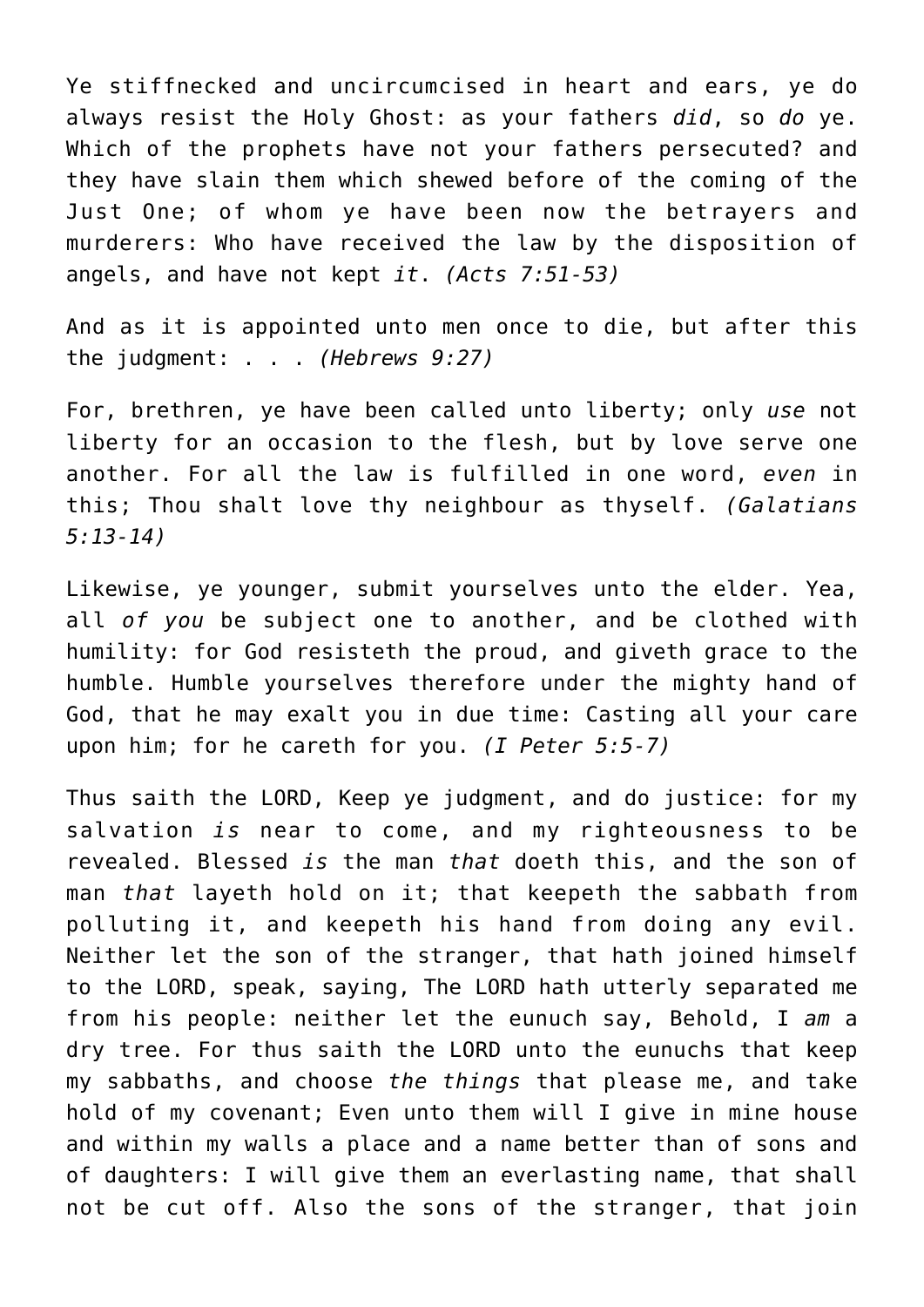Ye stiffnecked and uncircumcised in heart and ears, ye do always resist the Holy Ghost: as your fathers *did*, so *do* ye. Which of the prophets have not your fathers persecuted? and they have slain them which shewed before of the coming of the Just One; of whom ye have been now the betrayers and murderers: Who have received the law by the disposition of angels, and have not kept *it*. *(Acts 7:51-53)*

And as it is appointed unto men once to die, but after this the judgment: . . . *(Hebrews 9:27)*

For, brethren, ye have been called unto liberty; only *use* not liberty for an occasion to the flesh, but by love serve one another. For all the law is fulfilled in one word, *even* in this; Thou shalt love thy neighbour as thyself. *(Galatians 5:13-14)*

Likewise, ye younger, submit yourselves unto the elder. Yea, all *of you* be subject one to another, and be clothed with humility: for God resisteth the proud, and giveth grace to the humble. Humble yourselves therefore under the mighty hand of God, that he may exalt you in due time: Casting all your care upon him; for he careth for you. *(I Peter 5:5-7)*

Thus saith the LORD, Keep ye judgment, and do justice: for my salvation *is* near to come, and my righteousness to be revealed. Blessed *is* the man *that* doeth this, and the son of man *that* layeth hold on it; that keepeth the sabbath from polluting it, and keepeth his hand from doing any evil. Neither let the son of the stranger, that hath joined himself to the LORD, speak, saying, The LORD hath utterly separated me from his people: neither let the eunuch say, Behold, I *am* a dry tree. For thus saith the LORD unto the eunuchs that keep my sabbaths, and choose *the things* that please me, and take hold of my covenant; Even unto them will I give in mine house and within my walls a place and a name better than of sons and of daughters: I will give them an everlasting name, that shall not be cut off. Also the sons of the stranger, that join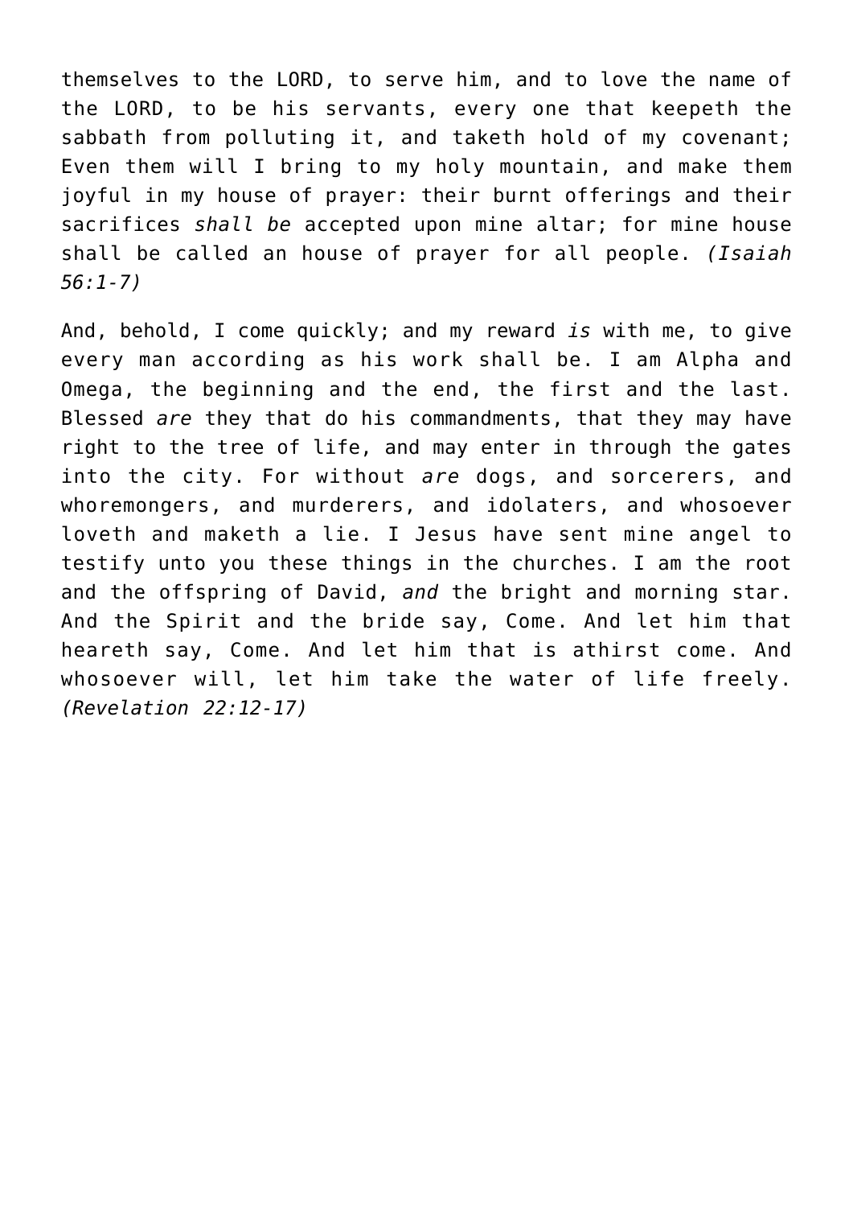themselves to the LORD, to serve him, and to love the name of the LORD, to be his servants, every one that keepeth the sabbath from polluting it, and taketh hold of my covenant; Even them will I bring to my holy mountain, and make them joyful in my house of prayer: their burnt offerings and their sacrifices *shall be* accepted upon mine altar; for mine house shall be called an house of prayer for all people. *(Isaiah 56:1-7)*

And, behold, I come quickly; and my reward *is* with me, to give every man according as his work shall be. I am Alpha and Omega, the beginning and the end, the first and the last. Blessed *are* they that do his commandments, that they may have right to the tree of life, and may enter in through the gates into the city. For without *are* dogs, and sorcerers, and whoremongers, and murderers, and idolaters, and whosoever loveth and maketh a lie. I Jesus have sent mine angel to testify unto you these things in the churches. I am the root and the offspring of David, *and* the bright and morning star. And the Spirit and the bride say, Come. And let him that heareth say, Come. And let him that is athirst come. And whosoever will, let him take the water of life freely. *(Revelation 22:12-17)*